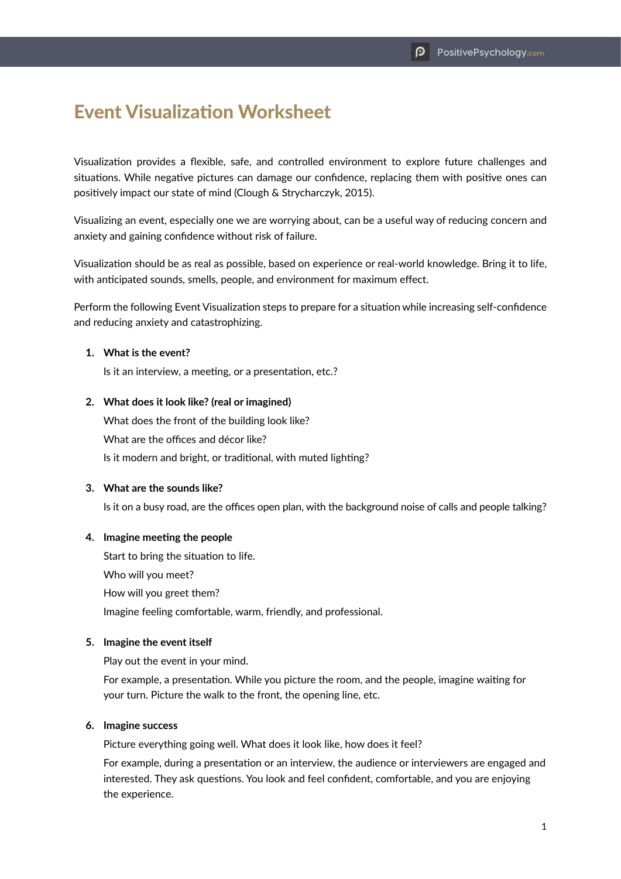# Event Visualization Worksheet

Visualization provides a flexible, safe, and controlled environment to explore future challenges and situations. While negative pictures can damage our confidence, replacing them with positive ones can positively impact our state of mind (Clough & Strycharczyk, 2015).

Visualizing an event, especially one we are worrying about, can be a useful way of reducing concern and anxiety and gaining confidence without risk of failure.

Visualization should be as real as possible, based on experience or real-world knowledge. Bring it to life, with anticipated sounds, smells, people, and environment for maximum effect.

Perform the following Event Visualization steps to prepare for a situation while increasing self-confidence and reducing anxiety and catastrophizing.

1. **What is the event?**

   Is it an interview, a meeting, or a presentation, etc.?

2. **What does it look like? (real or imagined)**

   What does the front of the building look like?

   What are the offices and décor like?

   Is it modern and bright, or traditional, with muted lighting?

3. **What are the sounds like?**

   Is it on a busy road, are the offices open plan, with the background noise of calls and people talking?

4. **Imagine meeting the people**

   Start to bring the situation to life.

   Who will you meet?

   How will you greet them?

   Imagine feeling comfortable, warm, friendly, and professional.

5. **Imagine the event itself**

   Play out the event in your mind.

   For example, a presentation. While you picture the room, and the people, imagine waiting for your turn. Picture the walk to the front, the opening line, etc.

6. **Imagine success**

   Picture everything going well. What does it look like, how does it feel?

   For example, during a presentation or an interview, the audience or interviewers are engaged and interested. They ask questions. You look and feel confident, comfortable, and you are enjoying the experience.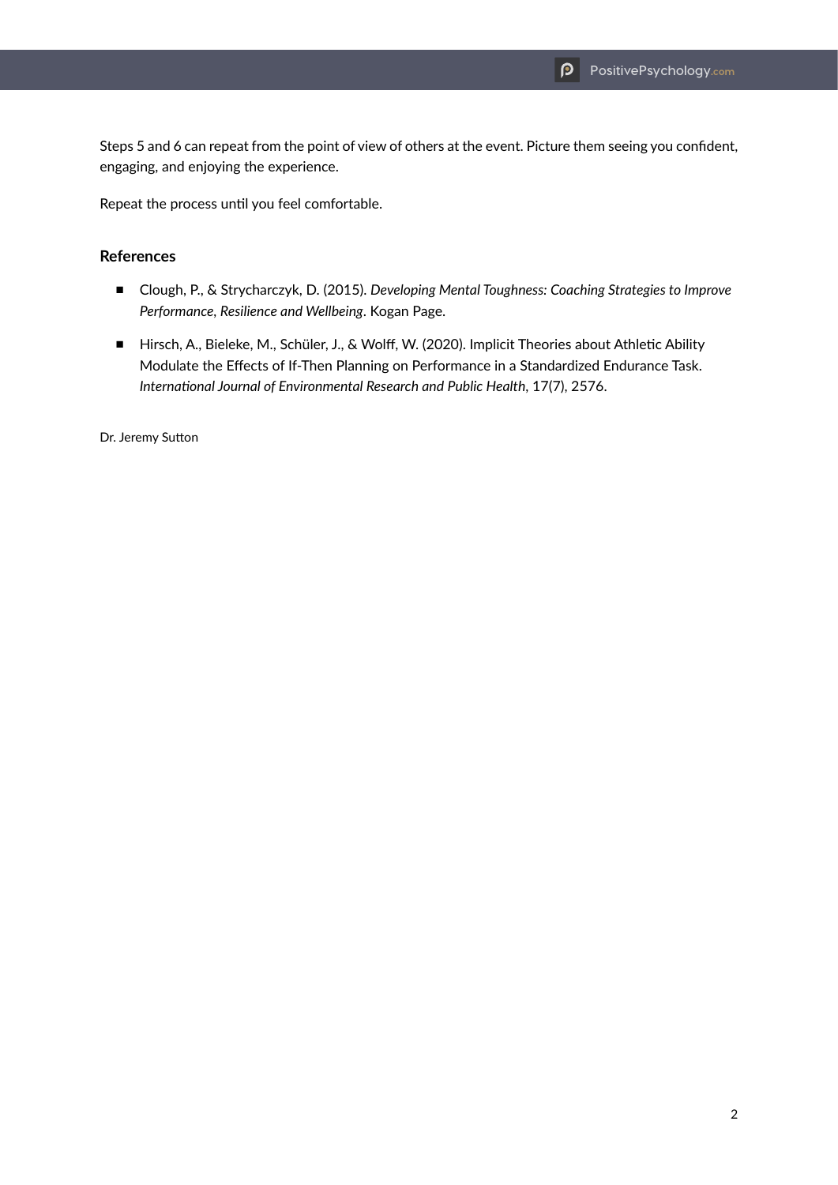Steps 5 and 6 can repeat from the point of view of others at the event. Picture them seeing you confident, engaging, and enjoying the experience.

Repeat the process until you feel comfortable.

### References

- Clough, P., & Strycharczyk, D. (2015). *Developing Mental Toughness: Coaching Strategies to Improve Performance, Resilience and Wellbeing*. Kogan Page.
- Hirsch, A., Bieleke, M., Schüler, J., & Wolff, W. (2020). Implicit Theories about Athletic Ability Modulate the Effects of If-Then Planning on Performance in a Standardized Endurance Task. *International Journal of Environmental Research and Public Health*, 17(7), 2576.

Dr. Jeremy Sutton